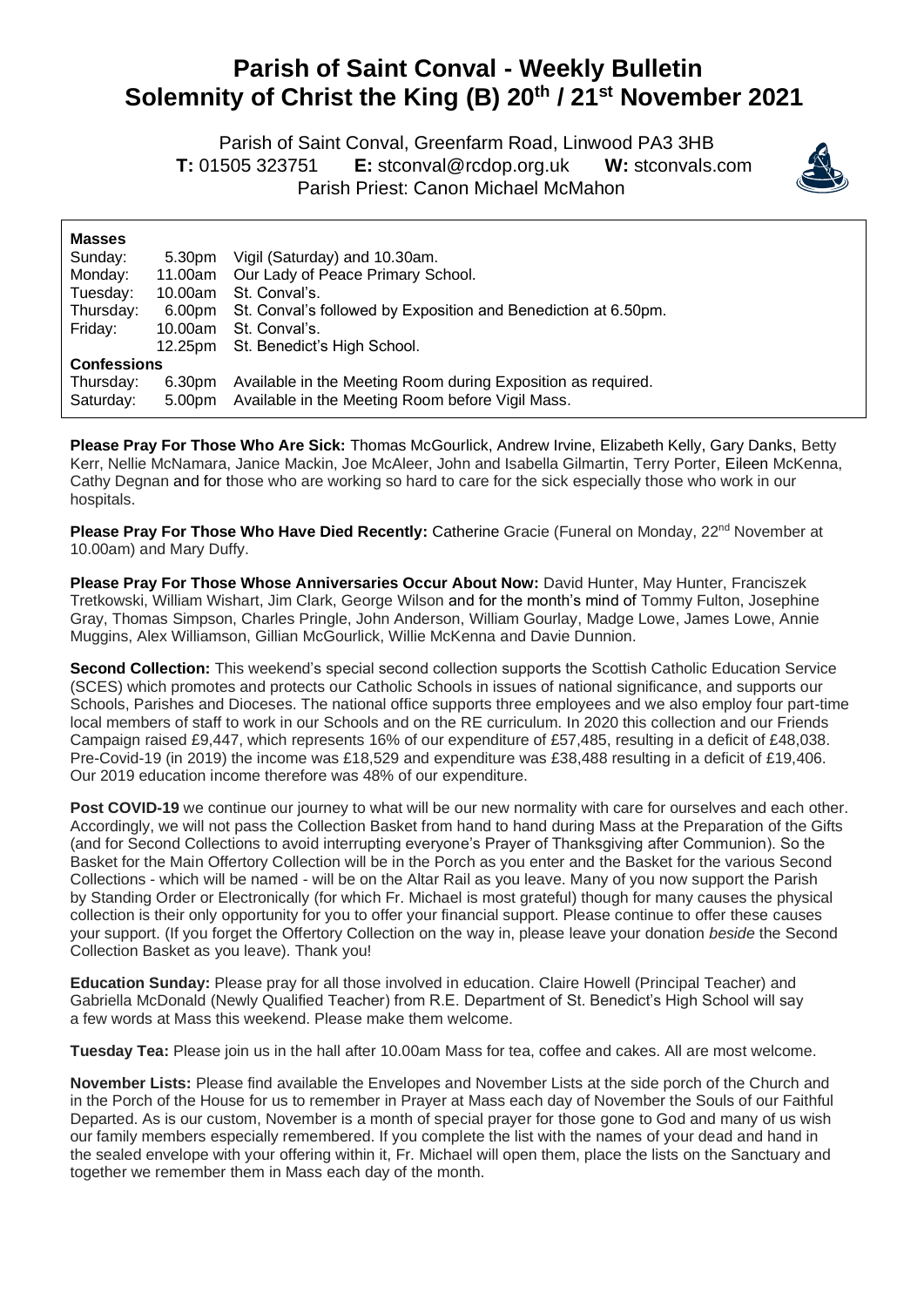# Parish of Saint Conval - Weekly Bulletin
# Solemnity of Christ the King (B) 20th / 21st November 2021

Parish of Saint Conval, Greenfarm Road, Linwood PA3 3HB
**T:** 01505 323751 **E:** stconval@rcdop.org.uk **W:** stconvals.com
Parish Priest: Canon Michael McMahon

**Masses**

| | | |
|---|---|---|
| Sunday: | 5.30pm | Vigil (Saturday) and 10.30am. |
| Monday: | 11.00am | Our Lady of Peace Primary School. |
| Tuesday: | 10.00am | St. Conval's. |
| Thursday: | 6.00pm | St. Conval's followed by Exposition and Benediction at 6.50pm. |
| Friday: | 10.00am | St. Conval's. |
| | 12.25pm | St. Benedict's High School. |

**Confessions**

| | | |
|---|---|---|
| Thursday: | 6.30pm | Available in the Meeting Room during Exposition as required. |
| Saturday: | 5.00pm | Available in the Meeting Room before Vigil Mass. |

**Please Pray For Those Who Are Sick:** Thomas McGourlick, Andrew Irvine, Elizabeth Kelly, Gary Danks, Betty Kerr, Nellie McNamara, Janice Mackin, Joe McAleer, John and Isabella Gilmartin, Terry Porter, Eileen McKenna, Cathy Degnan and for those who are working so hard to care for the sick especially those who work in our hospitals.

**Please Pray For Those Who Have Died Recently:** Catherine Gracie (Funeral on Monday, 22nd November at 10.00am) and Mary Duffy.

**Please Pray For Those Whose Anniversaries Occur About Now:** David Hunter, May Hunter, Franciszek Tretkowski, William Wishart, Jim Clark, George Wilson and for the month's mind of Tommy Fulton, Josephine Gray, Thomas Simpson, Charles Pringle, John Anderson, William Gourlay, Madge Lowe, James Lowe, Annie Muggins, Alex Williamson, Gillian McGourlick, Willie McKenna and Davie Dunnion.

**Second Collection:** This weekend's special second collection supports the Scottish Catholic Education Service (SCES) which promotes and protects our Catholic Schools in issues of national significance, and supports our Schools, Parishes and Dioceses. The national office supports three employees and we also employ four part-time local members of staff to work in our Schools and on the RE curriculum. In 2020 this collection and our Friends Campaign raised £9,447, which represents 16% of our expenditure of £57,485, resulting in a deficit of £48,038. Pre-Covid-19 (in 2019) the income was £18,529 and expenditure was £38,488 resulting in a deficit of £19,406. Our 2019 education income therefore was 48% of our expenditure.

**Post COVID-19** we continue our journey to what will be our new normality with care for ourselves and each other. Accordingly, we will not pass the Collection Basket from hand to hand during Mass at the Preparation of the Gifts (and for Second Collections to avoid interrupting everyone's Prayer of Thanksgiving after Communion). So the Basket for the Main Offertory Collection will be in the Porch as you enter and the Basket for the various Second Collections - which will be named - will be on the Altar Rail as you leave. Many of you now support the Parish by Standing Order or Electronically (for which Fr. Michael is most grateful) though for many causes the physical collection is their only opportunity for you to offer your financial support. Please continue to offer these causes your support. (If you forget the Offertory Collection on the way in, please leave your donation *beside* the Second Collection Basket as you leave). Thank you!

**Education Sunday:** Please pray for all those involved in education. Claire Howell (Principal Teacher) and Gabriella McDonald (Newly Qualified Teacher) from R.E. Department of St. Benedict's High School will say a few words at Mass this weekend. Please make them welcome.

**Tuesday Tea:** Please join us in the hall after 10.00am Mass for tea, coffee and cakes. All are most welcome.

**November Lists:** Please find available the Envelopes and November Lists at the side porch of the Church and in the Porch of the House for us to remember in Prayer at Mass each day of November the Souls of our Faithful Departed. As is our custom, November is a month of special prayer for those gone to God and many of us wish our family members especially remembered. If you complete the list with the names of your dead and hand in the sealed envelope with your offering within it, Fr. Michael will open them, place the lists on the Sanctuary and together we remember them in Mass each day of the month.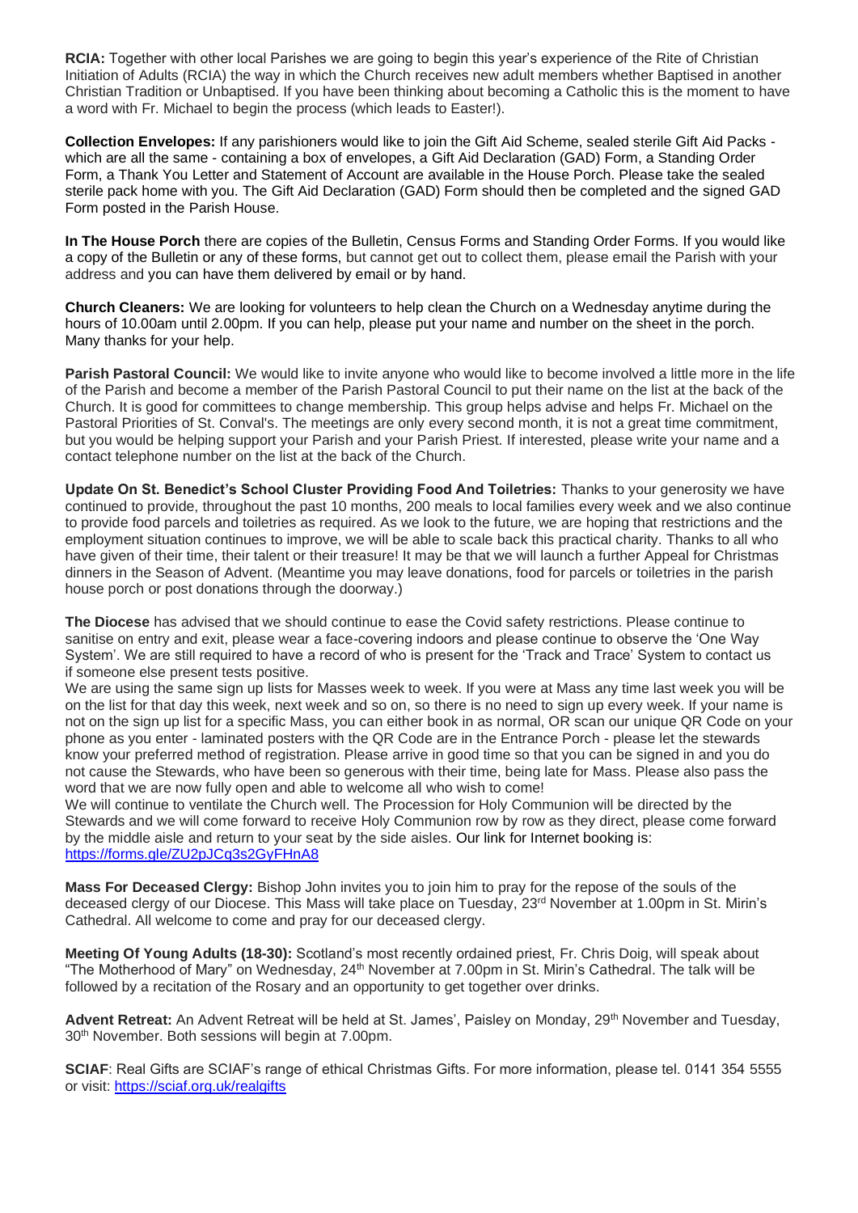**RCIA:** Together with other local Parishes we are going to begin this year's experience of the Rite of Christian Initiation of Adults (RCIA) the way in which the Church receives new adult members whether Baptised in another Christian Tradition or Unbaptised. If you have been thinking about becoming a Catholic this is the moment to have a word with Fr. Michael to begin the process (which leads to Easter!).

**Collection Envelopes:** If any parishioners would like to join the Gift Aid Scheme, sealed sterile Gift Aid Packs - which are all the same - containing a box of envelopes, a Gift Aid Declaration (GAD) Form, a Standing Order Form, a Thank You Letter and Statement of Account are available in the House Porch. Please take the sealed sterile pack home with you. The Gift Aid Declaration (GAD) Form should then be completed and the signed GAD Form posted in the Parish House.

**In The House Porch** there are copies of the Bulletin, Census Forms and Standing Order Forms. If you would like a copy of the Bulletin or any of these forms, but cannot get out to collect them, please email the Parish with your address and you can have them delivered by email or by hand.

**Church Cleaners:** We are looking for volunteers to help clean the Church on a Wednesday anytime during the hours of 10.00am until 2.00pm. If you can help, please put your name and number on the sheet in the porch. Many thanks for your help.

**Parish Pastoral Council:** We would like to invite anyone who would like to become involved a little more in the life of the Parish and become a member of the Parish Pastoral Council to put their name on the list at the back of the Church. It is good for committees to change membership. This group helps advise and helps Fr. Michael on the Pastoral Priorities of St. Conval's. The meetings are only every second month, it is not a great time commitment, but you would be helping support your Parish and your Parish Priest. If interested, please write your name and a contact telephone number on the list at the back of the Church.

**Update On St. Benedict's School Cluster Providing Food And Toiletries:** Thanks to your generosity we have continued to provide, throughout the past 10 months, 200 meals to local families every week and we also continue to provide food parcels and toiletries as required. As we look to the future, we are hoping that restrictions and the employment situation continues to improve, we will be able to scale back this practical charity. Thanks to all who have given of their time, their talent or their treasure! It may be that we will launch a further Appeal for Christmas dinners in the Season of Advent. (Meantime you may leave donations, food for parcels or toiletries in the parish house porch or post donations through the doorway.)

**The Diocese** has advised that we should continue to ease the Covid safety restrictions. Please continue to sanitise on entry and exit, please wear a face-covering indoors and please continue to observe the 'One Way System'. We are still required to have a record of who is present for the 'Track and Trace' System to contact us if someone else present tests positive.

We are using the same sign up lists for Masses week to week. If you were at Mass any time last week you will be on the list for that day this week, next week and so on, so there is no need to sign up every week. If your name is not on the sign up list for a specific Mass, you can either book in as normal, OR scan our unique QR Code on your phone as you enter - laminated posters with the QR Code are in the Entrance Porch - please let the stewards know your preferred method of registration. Please arrive in good time so that you can be signed in and you do not cause the Stewards, who have been so generous with their time, being late for Mass. Please also pass the word that we are now fully open and able to welcome all who wish to come!

We will continue to ventilate the Church well. The Procession for Holy Communion will be directed by the Stewards and we will come forward to receive Holy Communion row by row as they direct, please come forward by the middle aisle and return to your seat by the side aisles. Our link for Internet booking is: https://forms.gle/ZU2pJCq3s2GyFHnA8

**Mass For Deceased Clergy:** Bishop John invites you to join him to pray for the repose of the souls of the deceased clergy of our Diocese. This Mass will take place on Tuesday, 23rd November at 1.00pm in St. Mirin's Cathedral. All welcome to come and pray for our deceased clergy.

**Meeting Of Young Adults (18-30):** Scotland's most recently ordained priest, Fr. Chris Doig, will speak about "The Motherhood of Mary" on Wednesday, 24th November at 7.00pm in St. Mirin's Cathedral. The talk will be followed by a recitation of the Rosary and an opportunity to get together over drinks.

**Advent Retreat:** An Advent Retreat will be held at St. James', Paisley on Monday, 29th November and Tuesday, 30th November. Both sessions will begin at 7.00pm.

**SCIAF**: Real Gifts are SCIAF's range of ethical Christmas Gifts. For more information, please tel. 0141 354 5555 or visit: https://sciaf.org.uk/realgifts